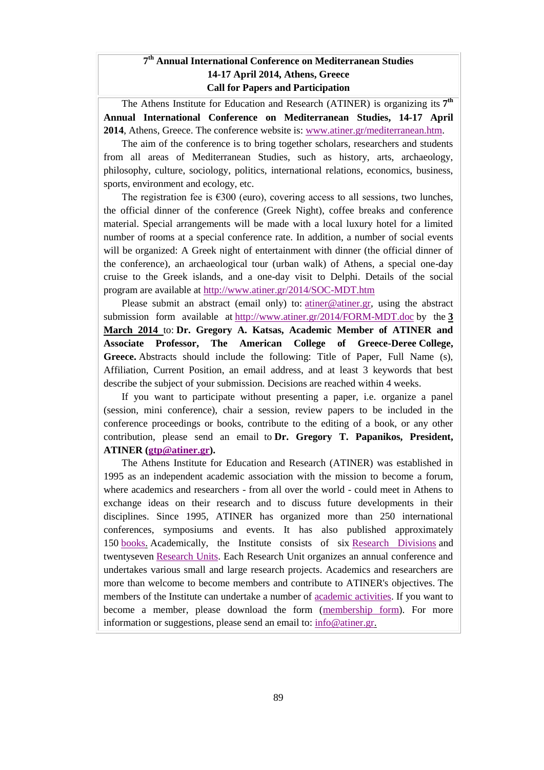**7th Annual International Conference on Mediterranean Studies**
**14-17 April 2014, Athens, Greece**
**Call for Papers and Participation**

The Athens Institute for Education and Research (ATINER) is organizing its **7th Annual International Conference on Mediterranean Studies, 14-17 April 2014**, Athens, Greece. The conference website is: www.atiner.gr/mediterranean.htm.

The aim of the conference is to bring together scholars, researchers and students from all areas of Mediterranean Studies, such as history, arts, archaeology, philosophy, culture, sociology, politics, international relations, economics, business, sports, environment and ecology, etc.

The registration fee is €300 (euro), covering access to all sessions, two lunches, the official dinner of the conference (Greek Night), coffee breaks and conference material. Special arrangements will be made with a local luxury hotel for a limited number of rooms at a special conference rate. In addition, a number of social events will be organized: A Greek night of entertainment with dinner (the official dinner of the conference), an archaeological tour (urban walk) of Athens, a special one-day cruise to the Greek islands, and a one-day visit to Delphi. Details of the social program are available at http://www.atiner.gr/2014/SOC-MDT.htm

Please submit an abstract (email only) to: atiner@atiner.gr, using the abstract submission form available at http://www.atiner.gr/2014/FORM-MDT.doc by the **3 March 2014** to: **Dr. Gregory A. Katsas, Academic Member of ATINER and Associate Professor, The American College of Greece-Deree College, Greece.** Abstracts should include the following: Title of Paper, Full Name (s), Affiliation, Current Position, an email address, and at least 3 keywords that best describe the subject of your submission. Decisions are reached within 4 weeks.

If you want to participate without presenting a paper, i.e. organize a panel (session, mini conference), chair a session, review papers to be included in the conference proceedings or books, contribute to the editing of a book, or any other contribution, please send an email to **Dr. Gregory T. Papanikos, President, ATINER (gtp@atiner.gr).**

The Athens Institute for Education and Research (ATINER) was established in 1995 as an independent academic association with the mission to become a forum, where academics and researchers - from all over the world - could meet in Athens to exchange ideas on their research and to discuss future developments in their disciplines. Since 1995, ATINER has organized more than 250 international conferences, symposiums and events. It has also published approximately 150 books. Academically, the Institute consists of six Research Divisions and twentyseven Research Units. Each Research Unit organizes an annual conference and undertakes various small and large research projects. Academics and researchers are more than welcome to become members and contribute to ATINER's objectives. The members of the Institute can undertake a number of academic activities. If you want to become a member, please download the form (membership form). For more information or suggestions, please send an email to: info@atiner.gr.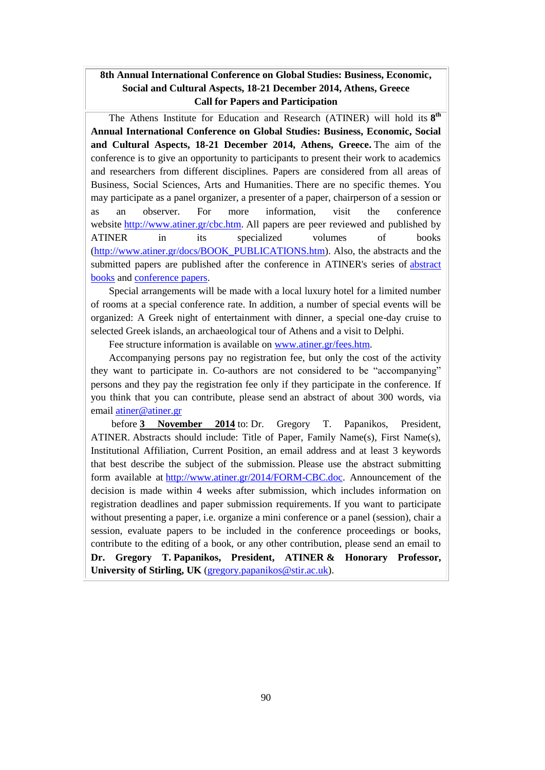**8th Annual International Conference on Global Studies: Business, Economic, Social and Cultural Aspects, 18-21 December 2014, Athens, Greece**
**Call for Papers and Participation**

The Athens Institute for Education and Research (ATINER) will hold its **8th Annual International Conference on Global Studies: Business, Economic, Social and Cultural Aspects, 18-21 December 2014, Athens, Greece.** The aim of the conference is to give an opportunity to participants to present their work to academics and researchers from different disciplines. Papers are considered from all areas of Business, Social Sciences, Arts and Humanities. There are no specific themes. You may participate as a panel organizer, a presenter of a paper, chairperson of a session or as an observer. For more information, visit the conference website http://www.atiner.gr/cbc.htm. All papers are peer reviewed and published by ATINER in its specialized volumes of books (http://www.atiner.gr/docs/BOOK_PUBLICATIONS.htm). Also, the abstracts and the submitted papers are published after the conference in ATINER's series of abstract books and conference papers.

Special arrangements will be made with a local luxury hotel for a limited number of rooms at a special conference rate. In addition, a number of special events will be organized: A Greek night of entertainment with dinner, a special one-day cruise to selected Greek islands, an archaeological tour of Athens and a visit to Delphi.

Fee structure information is available on www.atiner.gr/fees.htm.

Accompanying persons pay no registration fee, but only the cost of the activity they want to participate in. Co-authors are not considered to be "accompanying" persons and they pay the registration fee only if they participate in the conference. If you think that you can contribute, please send an abstract of about 300 words, via email atiner@atiner.gr

before **3 November 2014** to: Dr. Gregory T. Papanikos, President, ATINER. Abstracts should include: Title of Paper, Family Name(s), First Name(s), Institutional Affiliation, Current Position, an email address and at least 3 keywords that best describe the subject of the submission. Please use the abstract submitting form available at http://www.atiner.gr/2014/FORM-CBC.doc. Announcement of the decision is made within 4 weeks after submission, which includes information on registration deadlines and paper submission requirements. If you want to participate without presenting a paper, i.e. organize a mini conference or a panel (session), chair a session, evaluate papers to be included in the conference proceedings or books, contribute to the editing of a book, or any other contribution, please send an email to **Dr. Gregory T. Papanikos, President, ATINER & Honorary Professor, University of Stirling, UK** (gregory.papanikos@stir.ac.uk).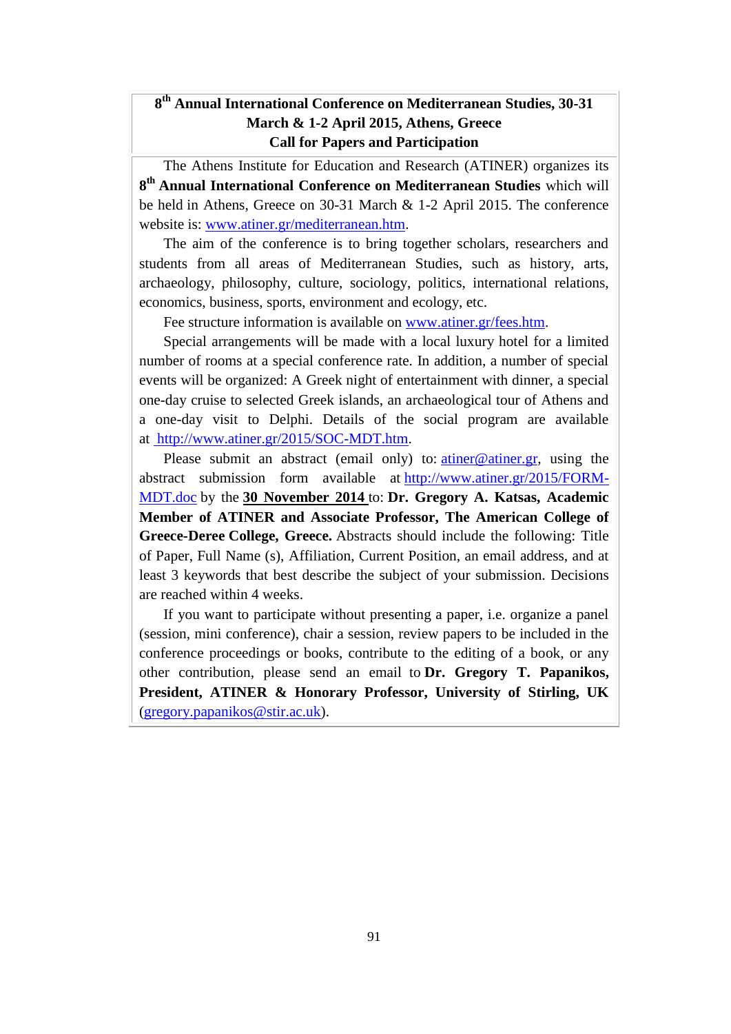# 8th Annual International Conference on Mediterranean Studies, 30-31 March & 1-2 April 2015, Athens, Greece
## Call for Papers and Participation

The Athens Institute for Education and Research (ATINER) organizes its **8th Annual International Conference on Mediterranean Studies** which will be held in Athens, Greece on 30-31 March & 1-2 April 2015. The conference website is: [www.atiner.gr/mediterranean.htm](www.atiner.gr/mediterranean.htm).

The aim of the conference is to bring together scholars, researchers and students from all areas of Mediterranean Studies, such as history, arts, archaeology, philosophy, culture, sociology, politics, international relations, economics, business, sports, environment and ecology, etc.

Fee structure information is available on [www.atiner.gr/fees.htm](www.atiner.gr/fees.htm).

Special arrangements will be made with a local luxury hotel for a limited number of rooms at a special conference rate. In addition, a number of special events will be organized: A Greek night of entertainment with dinner, a special one-day cruise to selected Greek islands, an archaeological tour of Athens and a one-day visit to Delphi. Details of the social program are available at [http://www.atiner.gr/2015/SOC-MDT.htm](http://www.atiner.gr/2015/SOC-MDT.htm).

Please submit an abstract (email only) to: [atiner@atiner.gr](mailto:atiner@atiner.gr), using the abstract submission form available at [http://www.atiner.gr/2015/FORM-MDT.doc](http://www.atiner.gr/2015/FORM-MDT.doc) by the **30 November 2014** to: **Dr. Gregory A. Katsas, Academic Member of ATINER and Associate Professor, The American College of Greece-Deree College, Greece.** Abstracts should include the following: Title of Paper, Full Name (s), Affiliation, Current Position, an email address, and at least 3 keywords that best describe the subject of your submission. Decisions are reached within 4 weeks.

If you want to participate without presenting a paper, i.e. organize a panel (session, mini conference), chair a session, review papers to be included in the conference proceedings or books, contribute to the editing of a book, or any other contribution, please send an email to **Dr. Gregory T. Papanikos, President, ATINER & Honorary Professor, University of Stirling, UK** ([gregory.papanikos@stir.ac.uk](mailto:gregory.papanikos@stir.ac.uk)).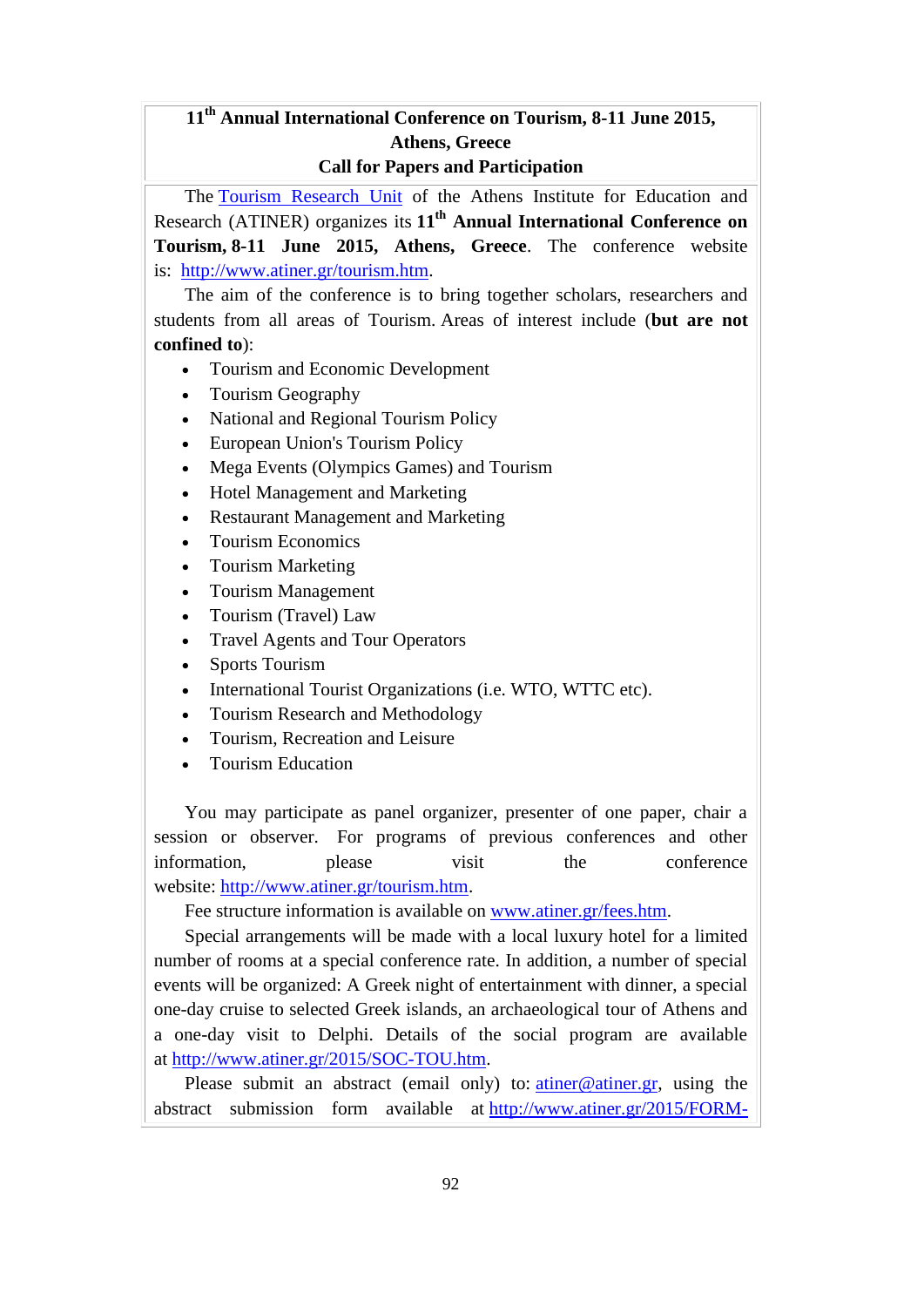**11th Annual International Conference on Tourism, 8-11 June 2015, Athens, Greece**
**Call for Papers and Participation**

The Tourism Research Unit of the Athens Institute for Education and Research (ATINER) organizes its **11th Annual International Conference on Tourism, 8-11 June 2015, Athens, Greece**. The conference website is: http://www.atiner.gr/tourism.htm.

The aim of the conference is to bring together scholars, researchers and students from all areas of Tourism. Areas of interest include (**but are not confined to**):

- Tourism and Economic Development
- Tourism Geography
- National and Regional Tourism Policy
- European Union's Tourism Policy
- Mega Events (Olympics Games) and Tourism
- Hotel Management and Marketing
- Restaurant Management and Marketing
- Tourism Economics
- Tourism Marketing
- Tourism Management
- Tourism (Travel) Law
- Travel Agents and Tour Operators
- Sports Tourism
- International Tourist Organizations (i.e. WTO, WTTC etc).
- Tourism Research and Methodology
- Tourism, Recreation and Leisure
- Tourism Education

You may participate as panel organizer, presenter of one paper, chair a session or observer. For programs of previous conferences and other information, please visit the conference website: http://www.atiner.gr/tourism.htm.

Fee structure information is available on www.atiner.gr/fees.htm.

Special arrangements will be made with a local luxury hotel for a limited number of rooms at a special conference rate. In addition, a number of special events will be organized: A Greek night of entertainment with dinner, a special one-day cruise to selected Greek islands, an archaeological tour of Athens and a one-day visit to Delphi. Details of the social program are available at http://www.atiner.gr/2015/SOC-TOU.htm.

Please submit an abstract (email only) to: atiner@atiner.gr, using the abstract submission form available at http://www.atiner.gr/2015/FORM-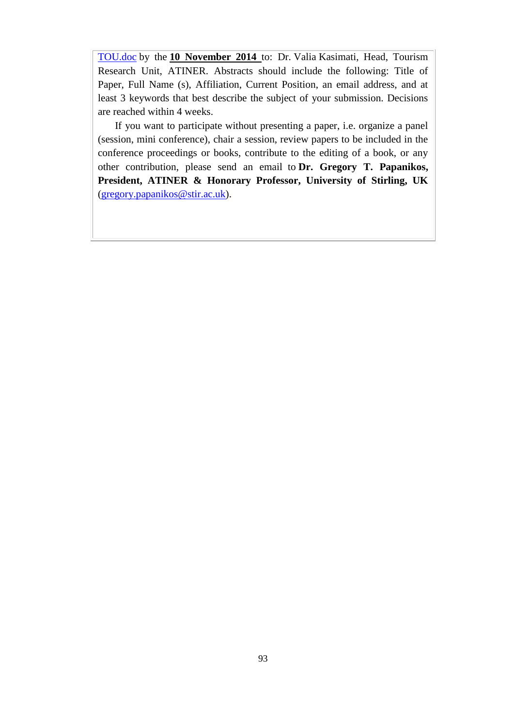TOU.doc by the **10 November 2014** to: Dr. Valia Kasimati, Head, Tourism Research Unit, ATINER. Abstracts should include the following: Title of Paper, Full Name (s), Affiliation, Current Position, an email address, and at least 3 keywords that best describe the subject of your submission. Decisions are reached within 4 weeks.

If you want to participate without presenting a paper, i.e. organize a panel (session, mini conference), chair a session, review papers to be included in the conference proceedings or books, contribute to the editing of a book, or any other contribution, please send an email to **Dr. Gregory T. Papanikos, President, ATINER & Honorary Professor, University of Stirling, UK** (gregory.papanikos@stir.ac.uk).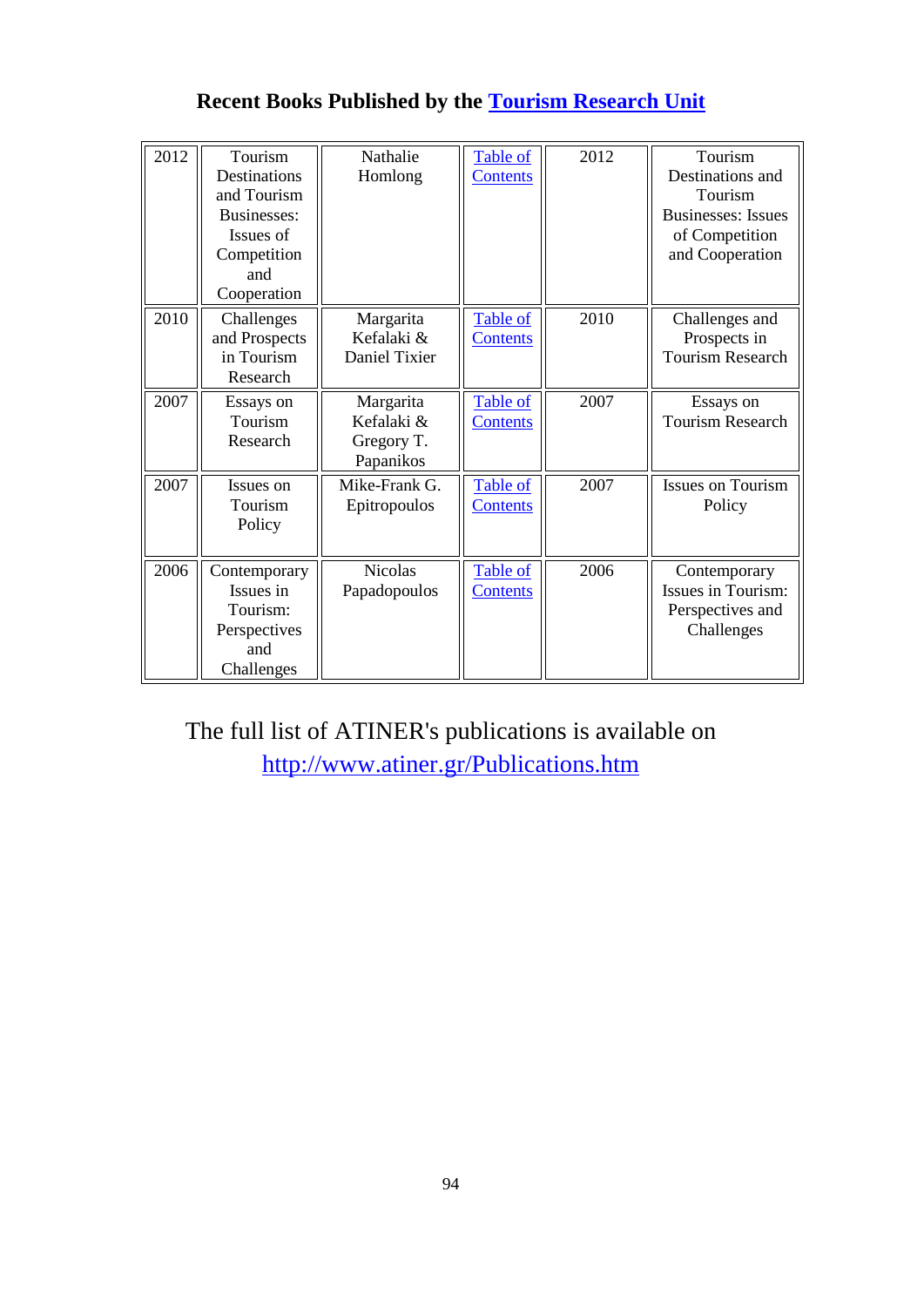# Recent Books Published by the Tourism Research Unit

| | | | | | |
|---|---|---|---|---|---|
| 2012 | Tourism Destinations and Tourism Businesses: Issues of Competition and Cooperation | Nathalie Homlong | Table of Contents | 2012 | Tourism Destinations and Tourism Businesses: Issues of Competition and Cooperation |
| 2010 | Challenges and Prospects in Tourism Research | Margarita Kefalaki & Daniel Tixier | Table of Contents | 2010 | Challenges and Prospects in Tourism Research |
| 2007 | Essays on Tourism Research | Margarita Kefalaki & Gregory T. Papanikos | Table of Contents | 2007 | Essays on Tourism Research |
| 2007 | Issues on Tourism Policy | Mike-Frank G. Epitropoulos | Table of Contents | 2007 | Issues on Tourism Policy |
| 2006 | Contemporary Issues in Tourism: Perspectives and Challenges | Nicolas Papadopoulos | Table of Contents | 2006 | Contemporary Issues in Tourism: Perspectives and Challenges |

The full list of ATINER's publications is available on http://www.atiner.gr/Publications.htm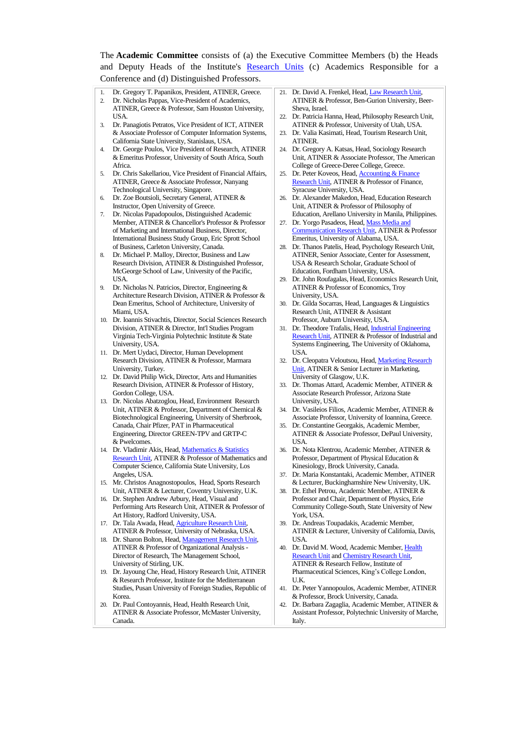The **Academic Committee** consists of (a) the Executive Committee Members (b) the Heads and Deputy Heads of the Institute's Research Units (c) Academics Responsible for a Conference and (d) Distinguished Professors.

1. Dr. Gregory T. Papanikos, President, ATINER, Greece.
2. Dr. Nicholas Pappas, Vice-President of Academics, ATINER, Greece & Professor, Sam Houston University, USA.
3. Dr. Panagiotis Petratos, Vice President of ICT, ATINER & Associate Professor of Computer Information Systems, California State University, Stanislaus, USA.
4. Dr. George Poulos, Vice President of Research, ATINER & Emeritus Professor, University of South Africa, South Africa.
5. Dr. Chris Sakellariou, Vice President of Financial Affairs, ATINER, Greece & Associate Professor, Nanyang Technological University, Singapore.
6. Dr. Zoe Boutsioli, Secretary General, ATINER & Instructor, Open University of Greece.
7. Dr. Nicolas Papadopoulos, Distinguished Academic Member, ATINER & Chancellor's Professor & Professor of Marketing and International Business, Director, International Business Study Group, Eric Sprott School of Business, Carleton University, Canada.
8. Dr. Michael P. Malloy, Director, Business and Law Research Division, ATINER & Distinguished Professor, McGeorge School of Law, University of the Pacific, USA.
9. Dr. Nicholas N. Patricios, Director, Engineering & Architecture Research Division, ATINER & Professor & Dean Emeritus, School of Architecture, University of Miami, USA.
10. Dr. Ioannis Stivachtis, Director, Social Sciences Research Division, ATINER & Director, Int'l Studies Program Virginia Tech-Virginia Polytechnic Institute & State University, USA.
11. Dr. Mert Uydaci, Director, Human Development Research Division, ATINER & Professor, Marmara University, Turkey.
12. Dr. David Philip Wick, Director, Arts and Humanities Research Division, ATINER & Professor of History, Gordon College, USA.
13. Dr. Nicolas Abatzoglou, Head, Environment Research Unit, ATINER & Professor, Department of Chemical & Biotechnological Engineering, University of Sherbrook, Canada, Chair Pfizer, PAT in Pharmaceutical Engineering, Director GREEN-TPV and GRTP-C & Pwelcomes.
14. Dr. Vladimir Akis, Head, Mathematics & Statistics Research Unit, ATINER & Professor of Mathematics and Computer Science, California State University, Los Angeles, USA.
15. Mr. Christos Anagnostopoulos, Head, Sports Research Unit, ATINER & Lecturer, Coventry University, U.K.
16. Dr. Stephen Andrew Arbury, Head, Visual and Performing Arts Research Unit, ATINER & Professor of Art History, Radford University, USA.
17. Dr. Tala Awada, Head, Agriculture Research Unit, ATINER & Professor, University of Nebraska, USA.
18. Dr. Sharon Bolton, Head, Management Research Unit, ATINER & Professor of Organizational Analysis - Director of Research, The Management School, University of Stirling, UK.
19. Dr. Jayoung Che, Head, History Research Unit, ATINER & Research Professor, Institute for the Mediterranean Studies, Pusan University of Foreign Studies, Republic of Korea.
20. Dr. Paul Contoyannis, Head, Health Research Unit, ATINER & Associate Professor, McMaster University, Canada.
21. Dr. David A. Frenkel, Head, Law Research Unit, ATINER & Professor, Ben-Gurion University, Beer-Sheva, Israel.
22. Dr. Patricia Hanna, Head, Philosophy Research Unit, ATINER & Professor, University of Utah, USA.
23. Dr. Valia Kasimati, Head, Tourism Research Unit, ATINER.
24. Dr. Gregory A. Katsas, Head, Sociology Research Unit, ATINER & Associate Professor, The American College of Greece-Deree College, Greece.
25. Dr. Peter Koveos, Head, Accounting & Finance Research Unit, ATINER & Professor of Finance, Syracuse University, USA.
26. Dr. Alexander Makedon, Head, Education Research Unit, ATINER & Professor of Philosophy of Education, Arellano University in Manila, Philippines.
27. Dr. Yorgo Pasadeos, Head, Mass Media and Communication Research Unit, ATINER & Professor Emeritus, University of Alabama, USA.
28. Dr. Thanos Patelis, Head, Psychology Research Unit, ATINER, Senior Associate, Center for Assessment, USA & Research Scholar, Graduate School of Education, Fordham University, USA.
29. Dr. John Roufagalas, Head, Economics Research Unit, ATINER & Professor of Economics, Troy University, USA.
30. Dr. Gilda Socarras, Head, Languages & Linguistics Research Unit, ATINER & Assistant Professor, Auburn University, USA.
31. Dr. Theodore Trafalis, Head, Industrial Engineering Research Unit, ATINER & Professor of Industrial and Systems Engineering, The University of Oklahoma, USA.
32. Dr. Cleopatra Veloutsou, Head, Marketing Research Unit, ATINER & Senior Lecturer in Marketing, University of Glasgow, U.K.
33. Dr. Thomas Attard, Academic Member, ATINER & Associate Research Professor, Arizona State University, USA.
34. Dr. Vasileios Filios, Academic Member, ATINER & Associate Professor, University of Ioannina, Greece.
35. Dr. Constantine Georgakis, Academic Member, ATINER & Associate Professor, DePaul University, USA.
36. Dr. Nota Klentrou, Academic Member, ATINER & Professor, Department of Physical Education & Kinesiology, Brock University, Canada.
37. Dr. Maria Konstantaki, Academic Member, ATINER & Lecturer, Buckinghamshire New University, UK.
38. Dr. Ethel Petrou, Academic Member, ATINER & Professor and Chair, Department of Physics, Erie Community College-South, State University of New York, USA.
39. Dr. Andreas Toupadakis, Academic Member, ATINER & Lecturer, University of California, Davis, USA.
40. Dr. David M. Wood, Academic Member, Health Research Unit and Chemistry Research Unit, ATINER & Research Fellow, Institute of Pharmaceutical Sciences, King's College London, U.K.
41. Dr. Peter Yannopoulos, Academic Member, ATINER & Professor, Brock University, Canada.
42. Dr. Barbara Zagaglia, Academic Member, ATINER & Assistant Professor, Polytechnic University of Marche, Italy.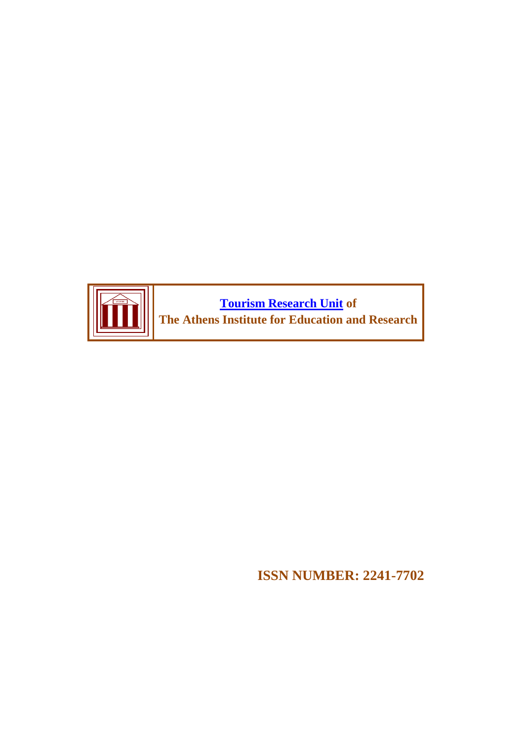**Tourism Research Unit of**
**The Athens Institute for Education and Research**

**ISSN NUMBER: 2241-7702**